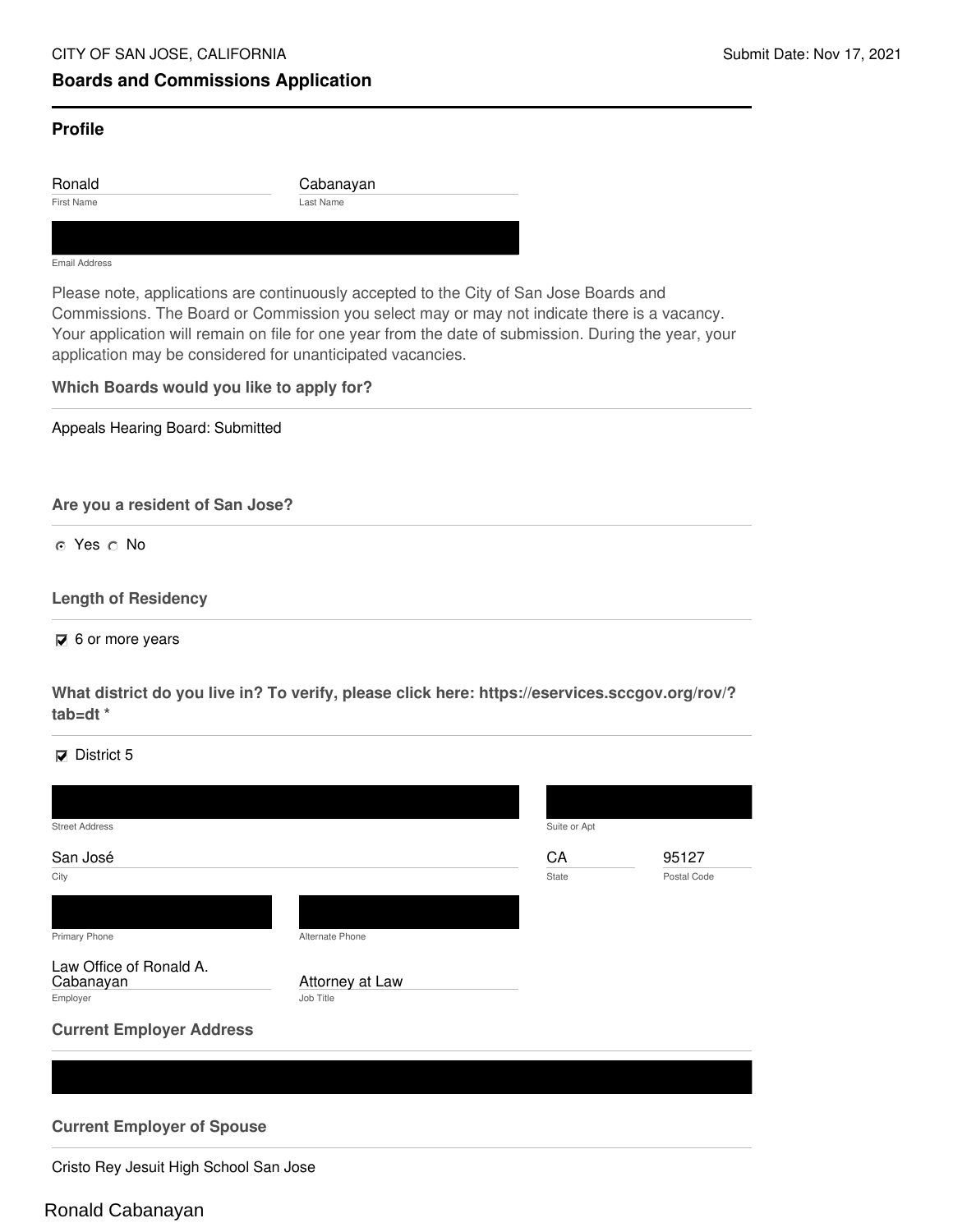CITY OF SAN JOSE, CALIFORNIA

Submit Date: Nov 17, 2021

# Boards and Commissions Application

## Profile

Ronald
First Name

Cabanayan
Last Name

Email Address

Please note, applications are continuously accepted to the City of San Jose Boards and Commissions. The Board or Commission you select may or may not indicate there is a vacancy. Your application will remain on file for one year from the date of submission. During the year, your application may be considered for unanticipated vacancies.

**Which Boards would you like to apply for?**

Appeals Hearing Board: Submitted

**Are you a resident of San Jose?**

- [x] Yes
- [ ] No

**Length of Residency**

- [x] 6 or more years

**What district do you live in? To verify, please click here: https://eservices.sccgov.org/rov/?tab=dt \***

- [x] District 5

Street Address

Suite or Apt

San José
City

CA
State

95127
Postal Code

Primary Phone

Alternate Phone

Law Office of Ronald A. Cabanayan
Employer

Attorney at Law
Job Title

**Current Employer Address**

**Current Employer of Spouse**

Cristo Rey Jesuit High School San Jose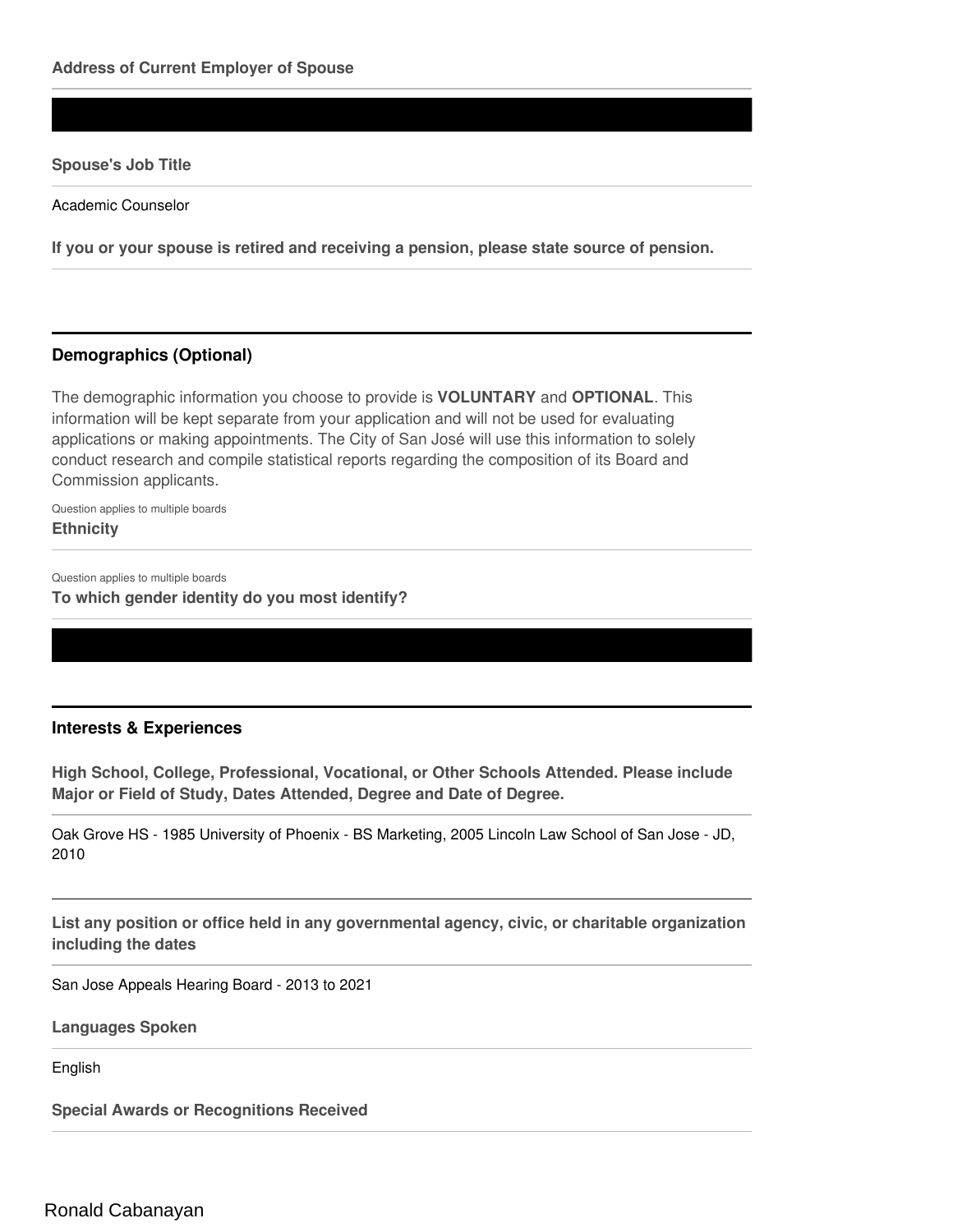**Address of Current Employer of Spouse**

**Spouse's Job Title**

Academic Counselor

**If you or your spouse is retired and receiving a pension, please state source of pension.**

## Demographics (Optional)

The demographic information you choose to provide is **VOLUNTARY** and **OPTIONAL**. This information will be kept separate from your application and will not be used for evaluating applications or making appointments. The City of San José will use this information to solely conduct research and compile statistical reports regarding the composition of its Board and Commission applicants.

Question applies to multiple boards
**Ethnicity**

Question applies to multiple boards
**To which gender identity do you most identify?**

## Interests & Experiences

**High School, College, Professional, Vocational, or Other Schools Attended. Please include Major or Field of Study, Dates Attended, Degree and Date of Degree.**

Oak Grove HS - 1985 University of Phoenix - BS Marketing, 2005 Lincoln Law School of San Jose - JD, 2010

**List any position or office held in any governmental agency, civic, or charitable organization including the dates**

San Jose Appeals Hearing Board - 2013 to 2021

**Languages Spoken**

English

**Special Awards or Recognitions Received**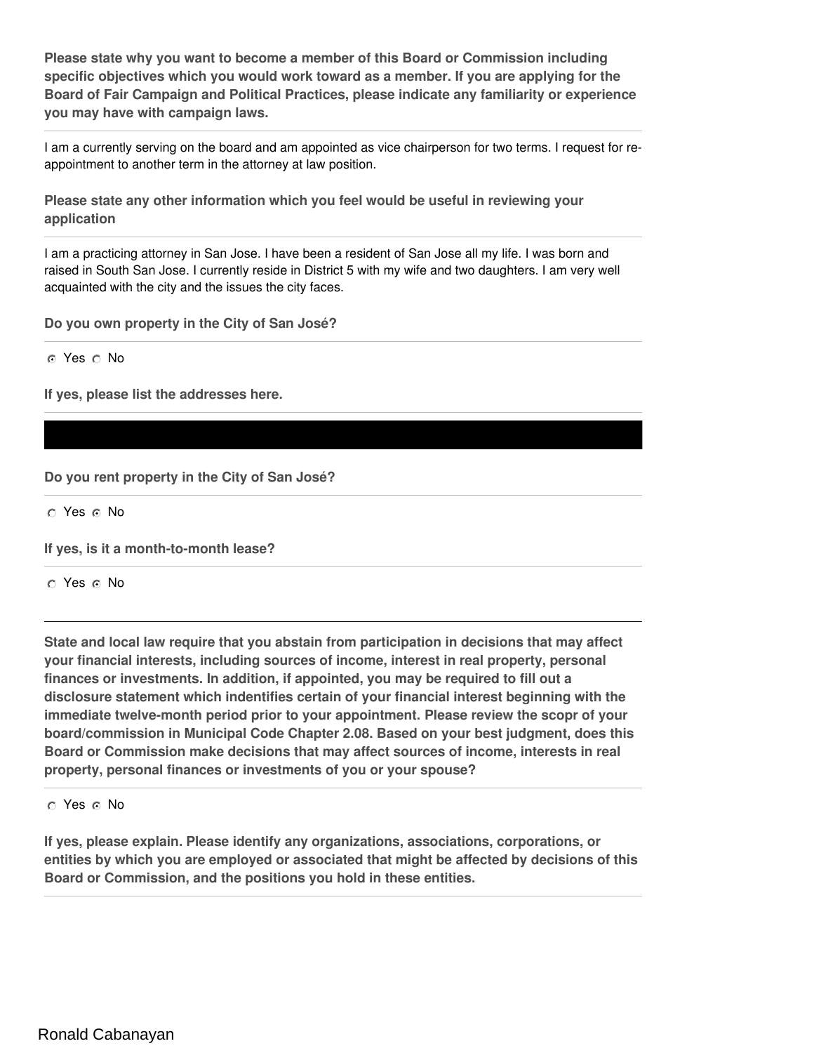**Please state why you want to become a member of this Board or Commission including specific objectives which you would work toward as a member. If you are applying for the Board of Fair Campaign and Political Practices, please indicate any familiarity or experience you may have with campaign laws.**

I am a currently serving on the board and am appointed as vice chairperson for two terms. I request for re-appointment to another term in the attorney at law position.

**Please state any other information which you feel would be useful in reviewing your application**

I am a practicing attorney in San Jose. I have been a resident of San Jose all my life. I was born and raised in South San Jose. I currently reside in District 5 with my wife and two daughters. I am very well acquainted with the city and the issues the city faces.

**Do you own property in the City of San José?**

◉ Yes ○ No

**If yes, please list the addresses here.**

[REDACTED]

**Do you rent property in the City of San José?**

○ Yes ◉ No

**If yes, is it a month-to-month lease?**

○ Yes ◉ No

**State and local law require that you abstain from participation in decisions that may affect your financial interests, including sources of income, interest in real property, personal finances or investments. In addition, if appointed, you may be required to fill out a disclosure statement which indentifies certain of your financial interest beginning with the immediate twelve-month period prior to your appointment. Please review the scopr of your board/commission in Municipal Code Chapter 2.08. Based on your best judgment, does this Board or Commission make decisions that may affect sources of income, interests in real property, personal finances or investments of you or your spouse?**

○ Yes ◉ No

**If yes, please explain. Please identify any organizations, associations, corporations, or entities by which you are employed or associated that might be affected by decisions of this Board or Commission, and the positions you hold in these entities.**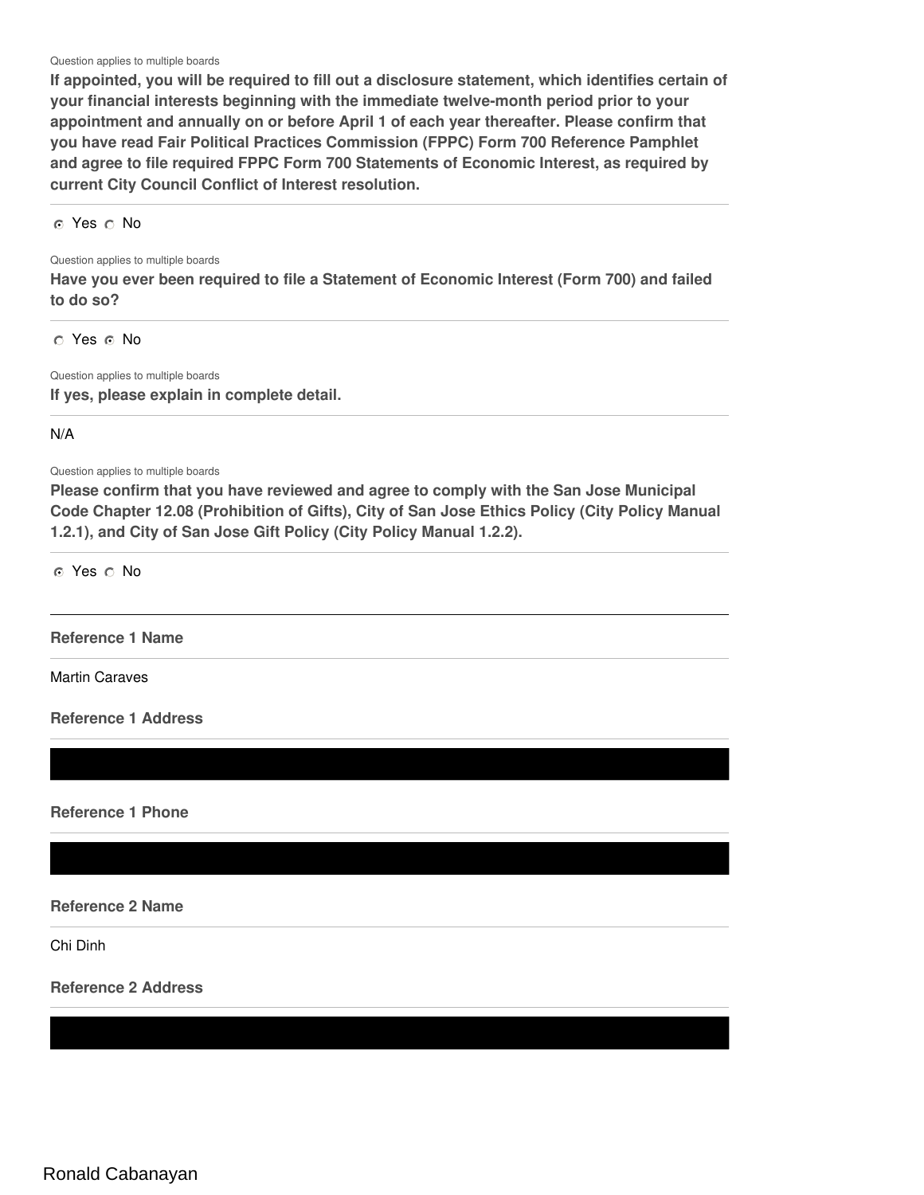Question applies to multiple boards

**If appointed, you will be required to fill out a disclosure statement, which identifies certain of your financial interests beginning with the immediate twelve-month period prior to your appointment and annually on or before April 1 of each year thereafter. Please confirm that you have read Fair Political Practices Commission (FPPC) Form 700 Reference Pamphlet and agree to file required FPPC Form 700 Statements of Economic Interest, as required by current City Council Conflict of Interest resolution.**

☑ Yes ☐ No

Question applies to multiple boards

**Have you ever been required to file a Statement of Economic Interest (Form 700) and failed to do so?**

☐ Yes ☑ No

Question applies to multiple boards

**If yes, please explain in complete detail.**

N/A

Question applies to multiple boards

**Please confirm that you have reviewed and agree to comply with the San Jose Municipal Code Chapter 12.08 (Prohibition of Gifts), City of San Jose Ethics Policy (City Policy Manual 1.2.1), and City of San Jose Gift Policy (City Policy Manual 1.2.2).**

☑ Yes ☐ No

---

**Reference 1 Name**

Martin Caraves

**Reference 1 Address**

[REDACTED]

**Reference 1 Phone**

[REDACTED]

**Reference 2 Name**

Chi Dinh

**Reference 2 Address**

[REDACTED]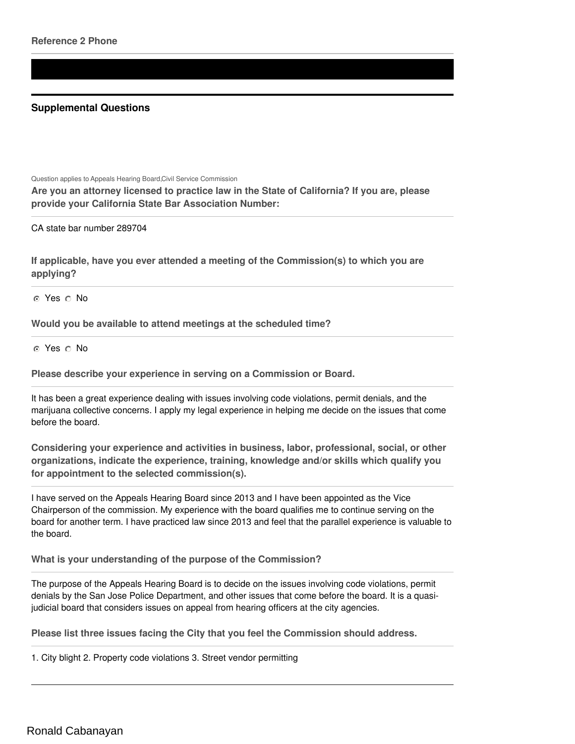**Reference 2 Phone**

---

## Supplemental Questions

Question applies to Appeals Hearing Board,Civil Service Commission

**Are you an attorney licensed to practice law in the State of California? If you are, please provide your California State Bar Association Number:**

CA state bar number 289704

**If applicable, have you ever attended a meeting of the Commission(s) to which you are applying?**

◉ Yes ○ No

**Would you be available to attend meetings at the scheduled time?**

◉ Yes ○ No

**Please describe your experience in serving on a Commission or Board.**

It has been a great experience dealing with issues involving code violations, permit denials, and the marijuana collective concerns. I apply my legal experience in helping me decide on the issues that come before the board.

**Considering your experience and activities in business, labor, professional, social, or other organizations, indicate the experience, training, knowledge and/or skills which qualify you for appointment to the selected commission(s).**

I have served on the Appeals Hearing Board since 2013 and I have been appointed as the Vice Chairperson of the commission. My experience with the board qualifies me to continue serving on the board for another term. I have practiced law since 2013 and feel that the parallel experience is valuable to the board.

**What is your understanding of the purpose of the Commission?**

The purpose of the Appeals Hearing Board is to decide on the issues involving code violations, permit denials by the San Jose Police Department, and other issues that come before the board. It is a quasi-judicial board that considers issues on appeal from hearing officers at the city agencies.

**Please list three issues facing the City that you feel the Commission should address.**

1. City blight 2. Property code violations 3. Street vendor permitting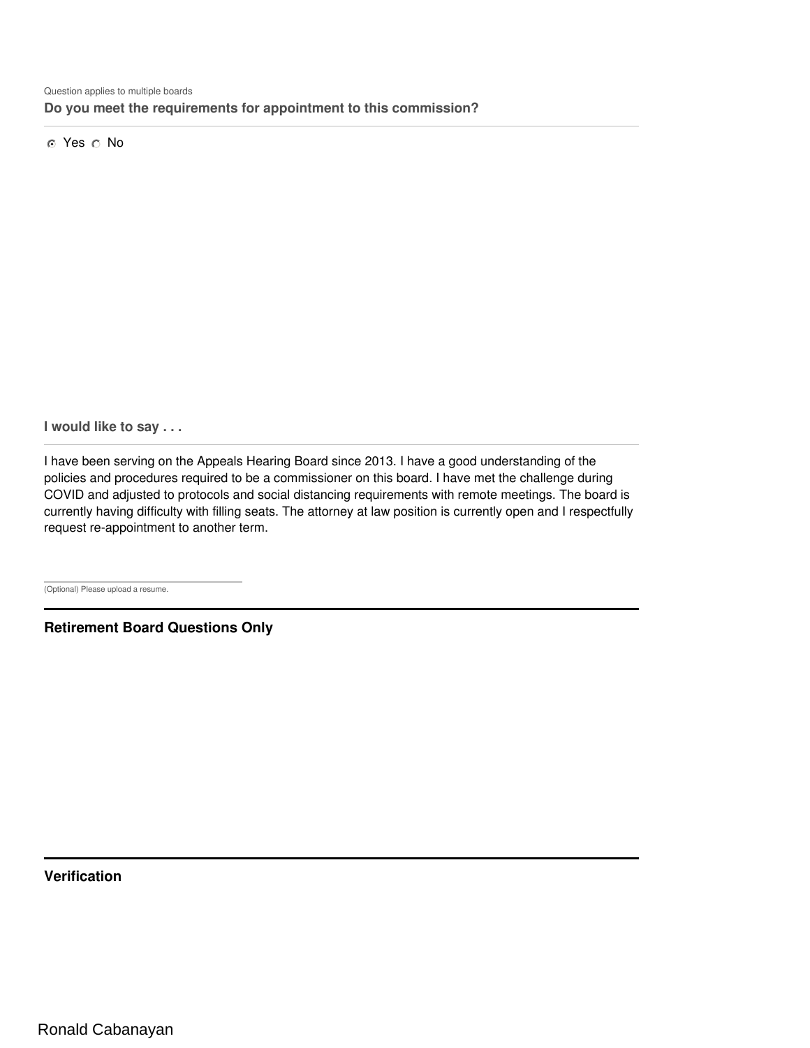Question applies to multiple boards

**Do you meet the requirements for appointment to this commission?**

◉ Yes ○ No

**I would like to say . . .**

I have been serving on the Appeals Hearing Board since 2013. I have a good understanding of the policies and procedures required to be a commissioner on this board. I have met the challenge during COVID and adjusted to protocols and social distancing requirements with remote meetings. The board is currently having difficulty with filling seats. The attorney at law position is currently open and I respectfully request re-appointment to another term.

(Optional) Please upload a resume.

## Retirement Board Questions Only

## Verification

Ronald Cabanayan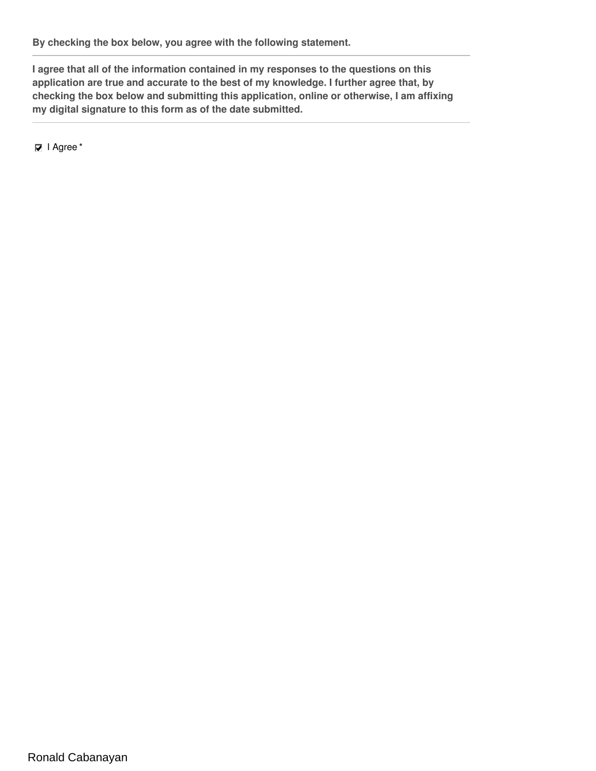**By checking the box below, you agree with the following statement.**

---

**I agree that all of the information contained in my responses to the questions on this application are true and accurate to the best of my knowledge. I further agree that, by checking the box below and submitting this application, online or otherwise, I am affixing my digital signature to this form as of the date submitted.**

---

☑ I Agree *

Ronald Cabanayan